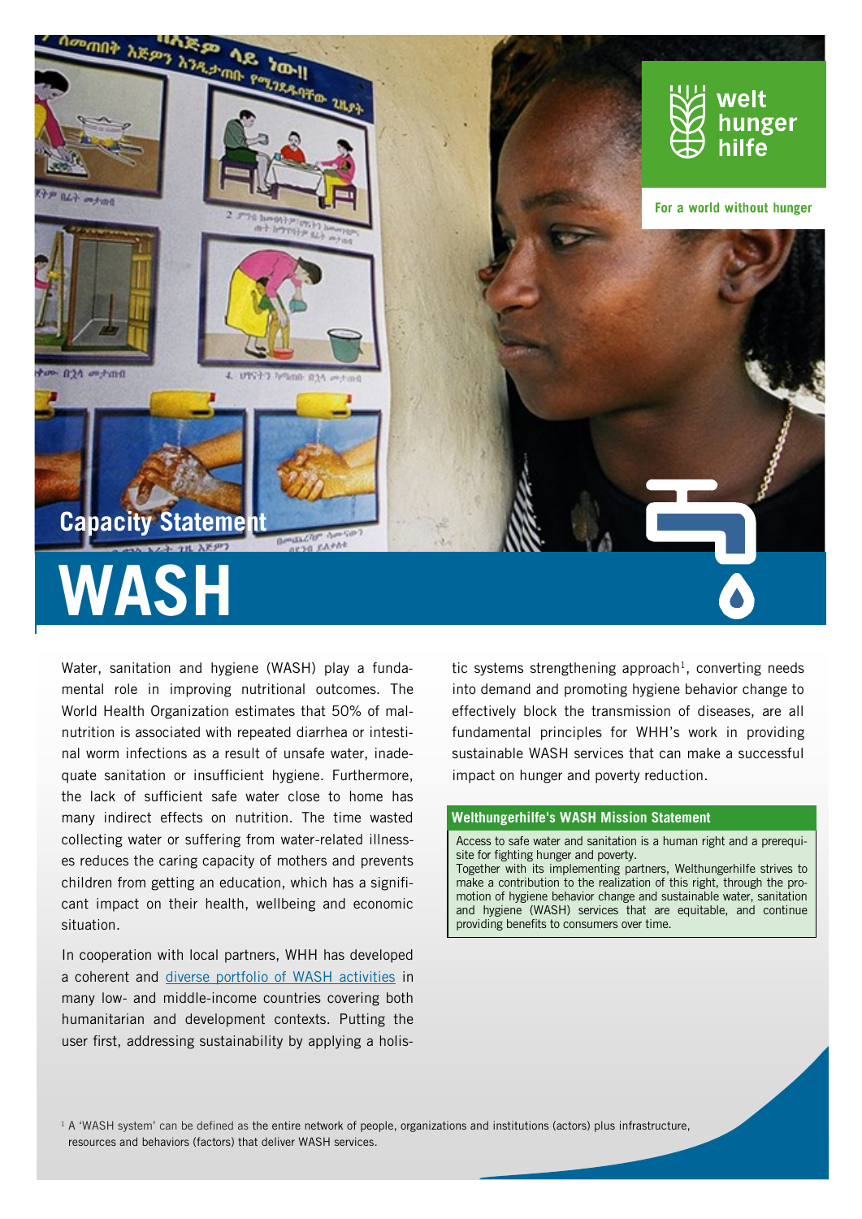welt hunger hilfe

For a world without hunger

Capacity Statement

# WASH

Water, sanitation and hygiene (WASH) play a fundamental role in improving nutritional outcomes. The World Health Organization estimates that 50% of malnutrition is associated with repeated diarrhea or intestinal worm infections as a result of unsafe water, inadequate sanitation or insufficient hygiene. Furthermore, the lack of sufficient safe water close to home has many indirect effects on nutrition. The time wasted collecting water or suffering from water-related illnesses reduces the caring capacity of mothers and prevents children from getting an education, which has a significant impact on their health, wellbeing and economic situation.

In cooperation with local partners, WHH has developed a coherent and diverse portfolio of WASH activities in many low- and middle-income countries covering both humanitarian and development contexts. Putting the user first, addressing sustainability by applying a holistic systems strengthening approach[1], converting needs into demand and promoting hygiene behavior change to effectively block the transmission of diseases, are all fundamental principles for WHH's work in providing sustainable WASH services that can make a successful impact on hunger and poverty reduction.

### Welthungerhilfe's WASH Mission Statement

Access to safe water and sanitation is a human right and a prerequisite for fighting hunger and poverty.
Together with its implementing partners, Welthungerhilfe strives to make a contribution to the realization of this right, through the promotion of hygiene behavior change and sustainable water, sanitation and hygiene (WASH) services that are equitable, and continue providing benefits to consumers over time.

[1] A 'WASH system' can be defined as the entire network of people, organizations and institutions (actors) plus infrastructure, resources and behaviors (factors) that deliver WASH services.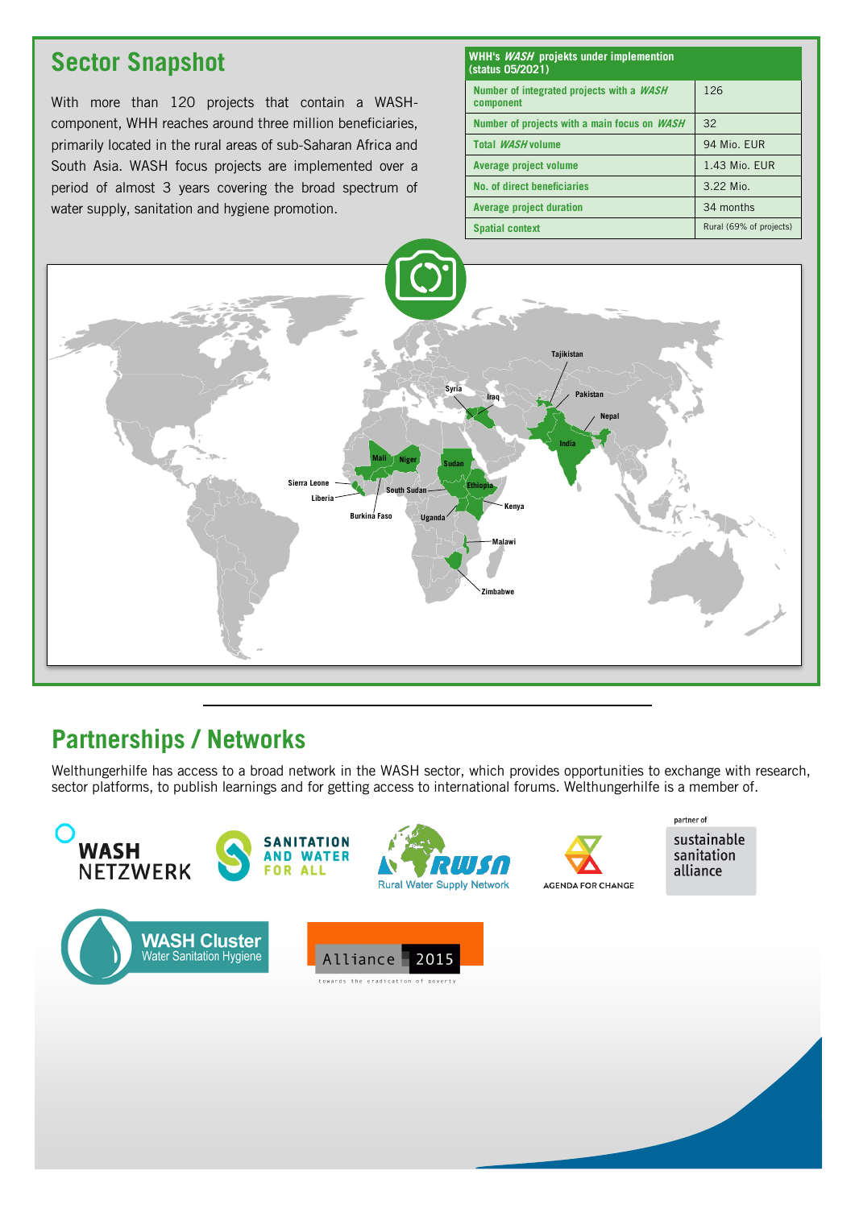## Sector Snapshot

With more than 120 projects that contain a WASH-component, WHH reaches around three million beneficiaries, primarily located in the rural areas of sub-Saharan Africa and South Asia. WASH focus projects are implemented over a period of almost 3 years covering the broad spectrum of water supply, sanitation and hygiene promotion.

| WHH's *WASH* projekts under implemention (status 05/2021) | |
|---|---|
| Number of integrated projects with a *WASH* component | 126 |
| Number of projects with a main focus on *WASH* | 32 |
| Total *WASH* volume | 94 Mio. EUR |
| Average project volume | 1.43 Mio. EUR |
| No. of direct beneficiaries | 3.22 Mio. |
| Average project duration | 34 months |
| Spatial context | Rural (69% of projects) |

Tajikistan, Syria, Iraq, Pakistan, Nepal, India, Mali, Niger, Sudan, Sierra Leone, South Sudan, Ethiopia, Liberia, Kenya, Burkina Faso, Uganda, Malawi, Zimbabwe

## Partnerships / Networks

Welthungerhilfe has access to a broad network in the WASH sector, which provides opportunities to exchange with research, sector platforms, to publish learnings and for getting access to international forums. Welthungerhilfe is a member of.

WASH NETZWERK · SANITATION AND WATER FOR ALL · RWSN Rural Water Supply Network · AGENDA FOR CHANGE · partner of sustainable sanitation alliance · WASH Cluster Water Sanitation Hygiene · Alliance 2015 towards the eradication of poverty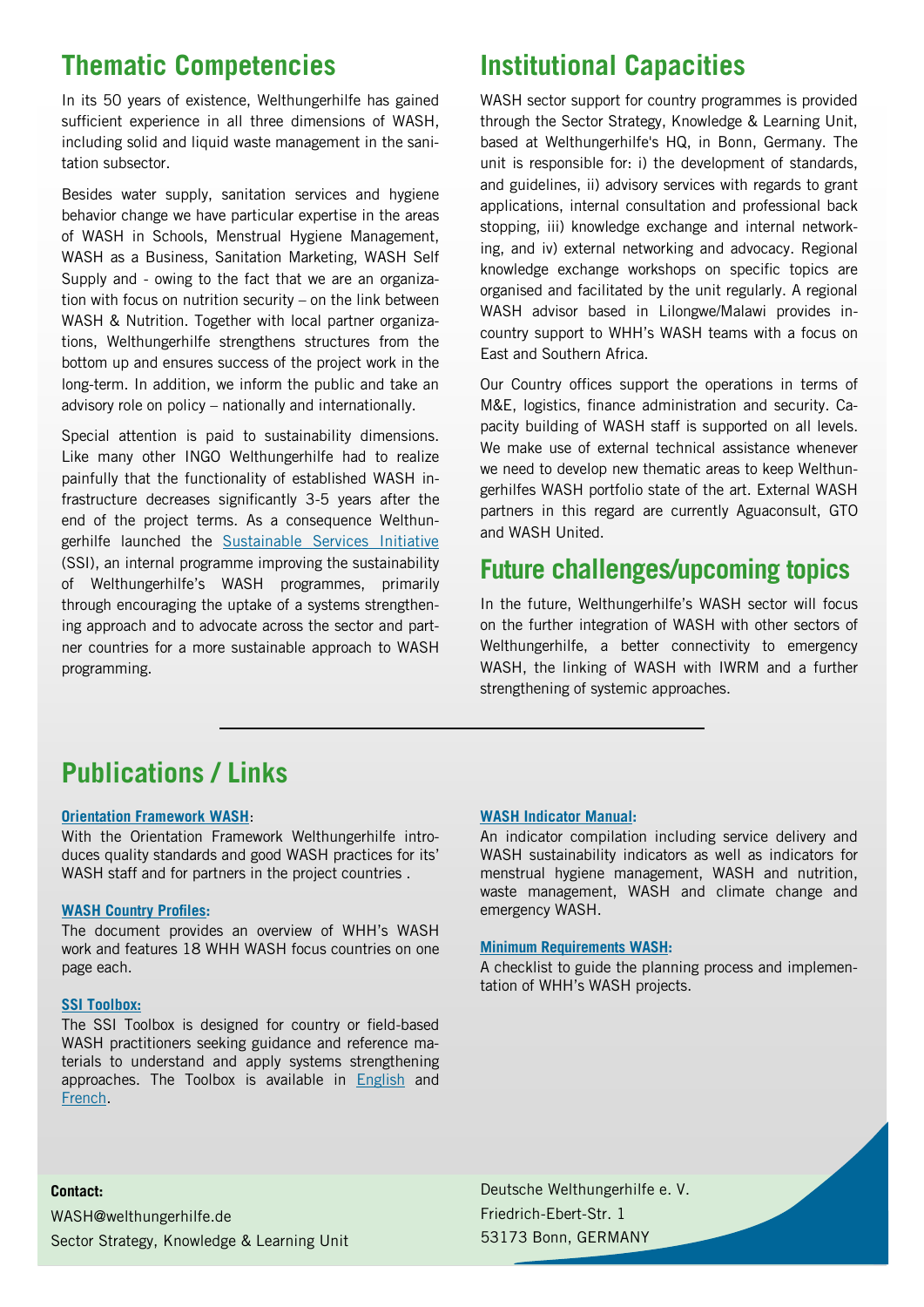## Thematic Competencies

In its 50 years of existence, Welthungerhilfe has gained sufficient experience in all three dimensions of WASH, including solid and liquid waste management in the sanitation subsector.

Besides water supply, sanitation services and hygiene behavior change we have particular expertise in the areas of WASH in Schools, Menstrual Hygiene Management, WASH as a Business, Sanitation Marketing, WASH Self Supply and - owing to the fact that we are an organization with focus on nutrition security – on the link between WASH & Nutrition. Together with local partner organizations, Welthungerhilfe strengthens structures from the bottom up and ensures success of the project work in the long-term. In addition, we inform the public and take an advisory role on policy – nationally and internationally.

Special attention is paid to sustainability dimensions. Like many other INGO Welthungerhilfe had to realize painfully that the functionality of established WASH infrastructure decreases significantly 3-5 years after the end of the project terms. As a consequence Welthungerhilfe launched the Sustainable Services Initiative (SSI), an internal programme improving the sustainability of Welthungerhilfe's WASH programmes, primarily through encouraging the uptake of a systems strengthening approach and to advocate across the sector and partner countries for a more sustainable approach to WASH programming.

## Institutional Capacities

WASH sector support for country programmes is provided through the Sector Strategy, Knowledge & Learning Unit, based at Welthungerhilfe's HQ, in Bonn, Germany. The unit is responsible for: i) the development of standards, and guidelines, ii) advisory services with regards to grant applications, internal consultation and professional back stopping, iii) knowledge exchange and internal networking, and iv) external networking and advocacy. Regional knowledge exchange workshops on specific topics are organised and facilitated by the unit regularly. A regional WASH advisor based in Lilongwe/Malawi provides in-country support to WHH's WASH teams with a focus on East and Southern Africa.

Our Country offices support the operations in terms of M&E, logistics, finance administration and security. Capacity building of WASH staff is supported on all levels. We make use of external technical assistance whenever we need to develop new thematic areas to keep Welthungerhilfes WASH portfolio state of the art. External WASH partners in this regard are currently Aguaconsult, GTO and WASH United.

## Future challenges/upcoming topics

In the future, Welthungerhilfe's WASH sector will focus on the further integration of WASH with other sectors of Welthungerhilfe, a better connectivity to emergency WASH, the linking of WASH with IWRM and a further strengthening of systemic approaches.

---

## Publications / Links

**Orientation Framework WASH**:
With the Orientation Framework Welthungerhilfe introduces quality standards and good WASH practices for its' WASH staff and for partners in the project countries .

**WASH Country Profiles:**
The document provides an overview of WHH's WASH work and features 18 WHH WASH focus countries on one page each.

**SSI Toolbox:**
The SSI Toolbox is designed for country or field-based WASH practitioners seeking guidance and reference materials to understand and apply systems strengthening approaches. The Toolbox is available in English and French.

**WASH Indicator Manual:**
An indicator compilation including service delivery and WASH sustainability indicators as well as indicators for menstrual hygiene management, WASH and nutrition, waste management, WASH and climate change and emergency WASH.

**Minimum Requirements WASH:**
A checklist to guide the planning process and implementation of WHH's WASH projects.

**Contact:**
WASH@welthungerhilfe.de
Sector Strategy, Knowledge & Learning Unit

Deutsche Welthungerhilfe e. V.
Friedrich-Ebert-Str. 1
53173 Bonn, GERMANY